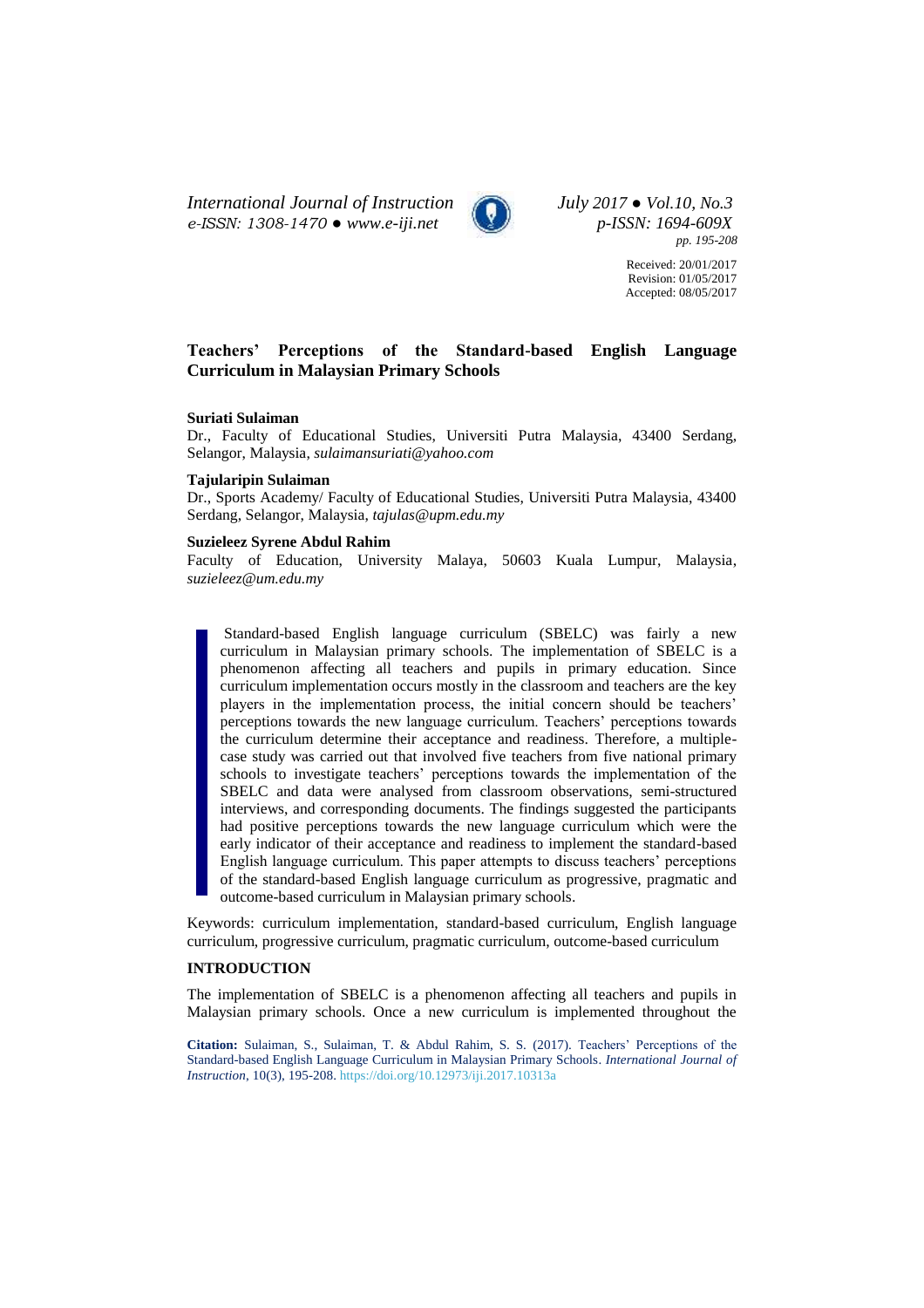# Teachers' Perceptions of the Standard-based English Language Curriculum in Malaysian Primary Schools

**Suriati Sulaiman**
Dr., Faculty of Educational Studies, Universiti Putra Malaysia, 43400 Serdang, Selangor, Malaysia, *sulaimansuriati@yahoo.com*

**Tajularipin Sulaiman**
Dr., Sports Academy/ Faculty of Educational Studies, Universiti Putra Malaysia, 43400 Serdang, Selangor, Malaysia, *tajulas@upm.edu.my*

**Suzieleez Syrene Abdul Rahim**
Faculty of Education, University Malaya, 50603 Kuala Lumpur, Malaysia, *suzieleez@um.edu.my*

> Standard-based English language curriculum (SBELC) was fairly a new curriculum in Malaysian primary schools. The implementation of SBELC is a phenomenon affecting all teachers and pupils in primary education. Since curriculum implementation occurs mostly in the classroom and teachers are the key players in the implementation process, the initial concern should be teachers' perceptions towards the new language curriculum. Teachers' perceptions towards the curriculum determine their acceptance and readiness. Therefore, a multiple-case study was carried out that involved five teachers from five national primary schools to investigate teachers' perceptions towards the implementation of the SBELC and data were analysed from classroom observations, semi-structured interviews, and corresponding documents. The findings suggested the participants had positive perceptions towards the new language curriculum which were the early indicator of their acceptance and readiness to implement the standard-based English language curriculum. This paper attempts to discuss teachers' perceptions of the standard-based English language curriculum as progressive, pragmatic and outcome-based curriculum in Malaysian primary schools.

Keywords: curriculum implementation, standard-based curriculum, English language curriculum, progressive curriculum, pragmatic curriculum, outcome-based curriculum

## INTRODUCTION

The implementation of SBELC is a phenomenon affecting all teachers and pupils in Malaysian primary schools. Once a new curriculum is implemented throughout the

**Citation:** Sulaiman, S., Sulaiman, T. & Abdul Rahim, S. S. (2017). Teachers' Perceptions of the Standard-based English Language Curriculum in Malaysian Primary Schools. *International Journal of Instruction*, 10(3), 195-208. https://doi.org/10.12973/iji.2017.10313a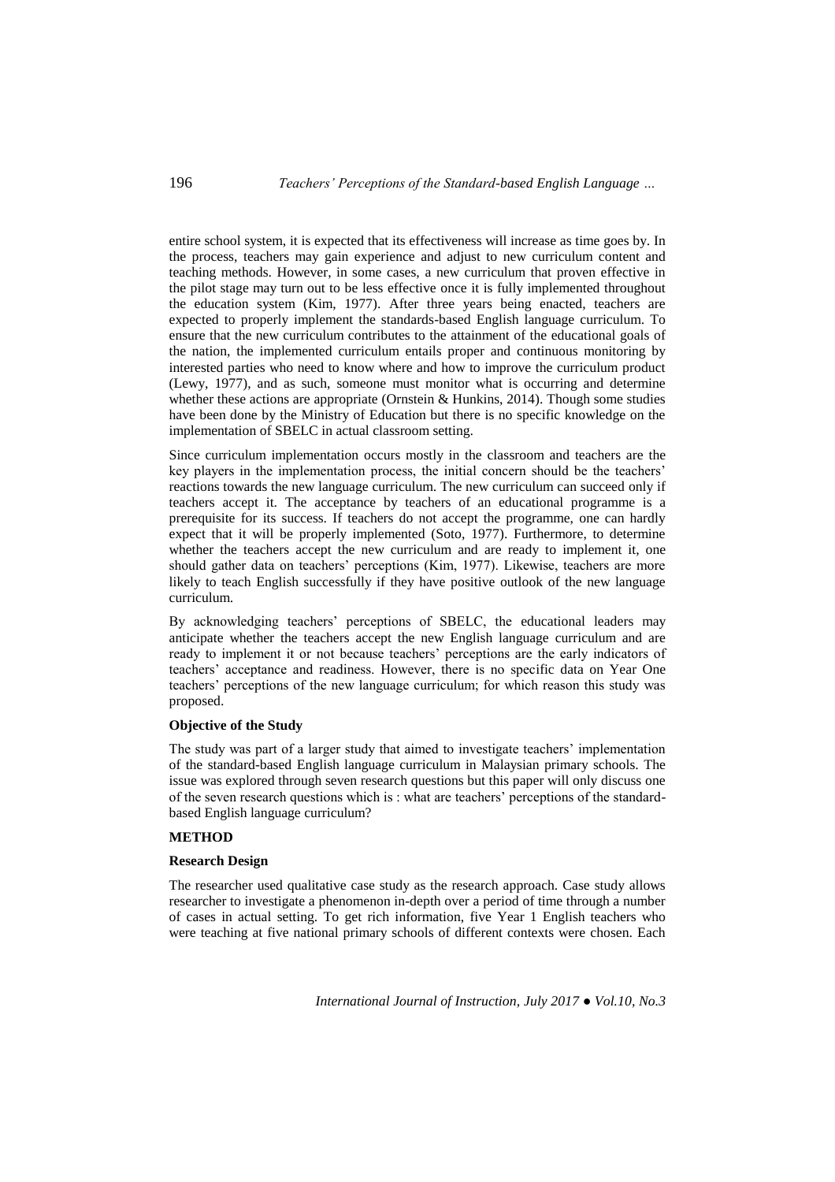entire school system, it is expected that its effectiveness will increase as time goes by. In the process, teachers may gain experience and adjust to new curriculum content and teaching methods. However, in some cases, a new curriculum that proven effective in the pilot stage may turn out to be less effective once it is fully implemented throughout the education system (Kim, 1977). After three years being enacted, teachers are expected to properly implement the standards-based English language curriculum. To ensure that the new curriculum contributes to the attainment of the educational goals of the nation, the implemented curriculum entails proper and continuous monitoring by interested parties who need to know where and how to improve the curriculum product (Lewy, 1977), and as such, someone must monitor what is occurring and determine whether these actions are appropriate (Ornstein & Hunkins, 2014). Though some studies have been done by the Ministry of Education but there is no specific knowledge on the implementation of SBELC in actual classroom setting.

Since curriculum implementation occurs mostly in the classroom and teachers are the key players in the implementation process, the initial concern should be the teachers' reactions towards the new language curriculum. The new curriculum can succeed only if teachers accept it. The acceptance by teachers of an educational programme is a prerequisite for its success. If teachers do not accept the programme, one can hardly expect that it will be properly implemented (Soto, 1977). Furthermore, to determine whether the teachers accept the new curriculum and are ready to implement it, one should gather data on teachers' perceptions (Kim, 1977). Likewise, teachers are more likely to teach English successfully if they have positive outlook of the new language curriculum.

By acknowledging teachers' perceptions of SBELC, the educational leaders may anticipate whether the teachers accept the new English language curriculum and are ready to implement it or not because teachers' perceptions are the early indicators of teachers' acceptance and readiness. However, there is no specific data on Year One teachers' perceptions of the new language curriculum; for which reason this study was proposed.

### Objective of the Study

The study was part of a larger study that aimed to investigate teachers' implementation of the standard-based English language curriculum in Malaysian primary schools. The issue was explored through seven research questions but this paper will only discuss one of the seven research questions which is : what are teachers' perceptions of the standard-based English language curriculum?

## METHOD

### Research Design

The researcher used qualitative case study as the research approach. Case study allows researcher to investigate a phenomenon in-depth over a period of time through a number of cases in actual setting. To get rich information, five Year 1 English teachers who were teaching at five national primary schools of different contexts were chosen. Each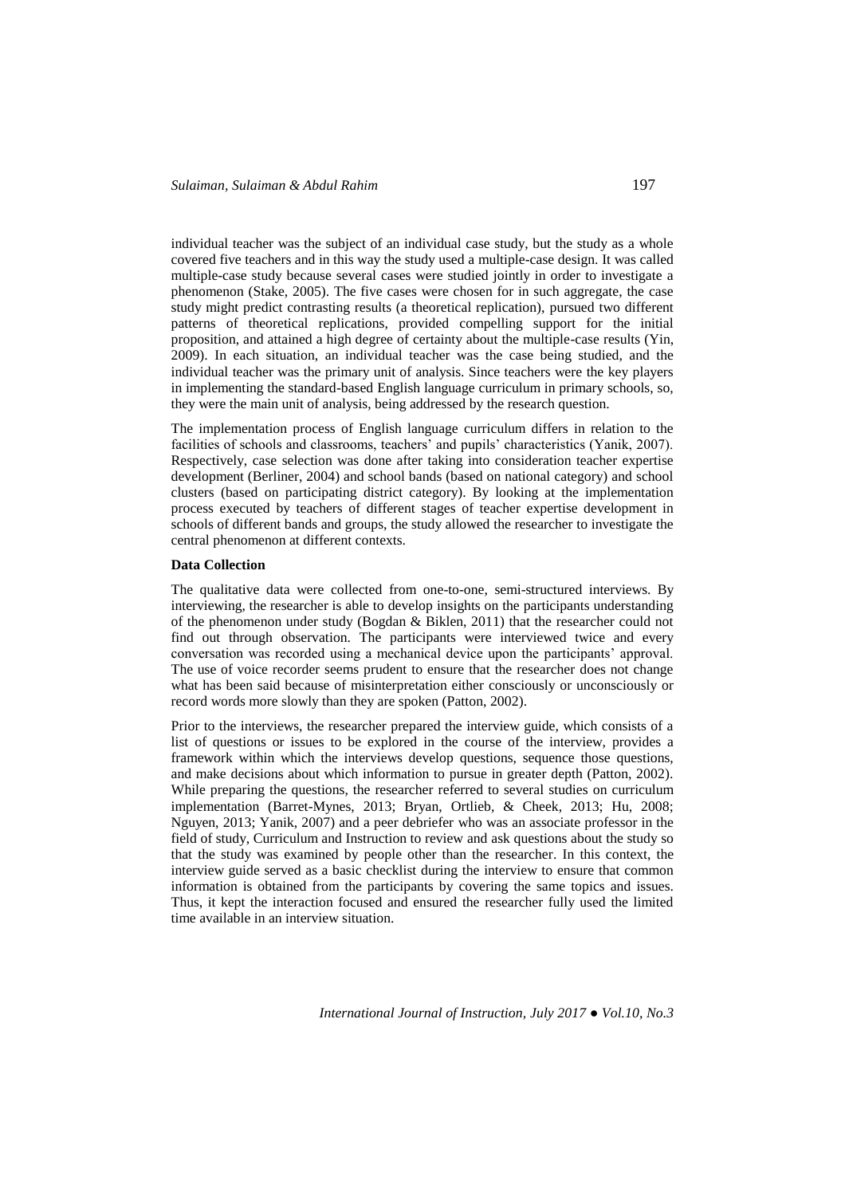individual teacher was the subject of an individual case study, but the study as a whole covered five teachers and in this way the study used a multiple-case design. It was called multiple-case study because several cases were studied jointly in order to investigate a phenomenon (Stake, 2005). The five cases were chosen for in such aggregate, the case study might predict contrasting results (a theoretical replication), pursued two different patterns of theoretical replications, provided compelling support for the initial proposition, and attained a high degree of certainty about the multiple-case results (Yin, 2009). In each situation, an individual teacher was the case being studied, and the individual teacher was the primary unit of analysis. Since teachers were the key players in implementing the standard-based English language curriculum in primary schools, so, they were the main unit of analysis, being addressed by the research question.

The implementation process of English language curriculum differs in relation to the facilities of schools and classrooms, teachers' and pupils' characteristics (Yanik, 2007). Respectively, case selection was done after taking into consideration teacher expertise development (Berliner, 2004) and school bands (based on national category) and school clusters (based on participating district category). By looking at the implementation process executed by teachers of different stages of teacher expertise development in schools of different bands and groups, the study allowed the researcher to investigate the central phenomenon at different contexts.

### Data Collection

The qualitative data were collected from one-to-one, semi-structured interviews. By interviewing, the researcher is able to develop insights on the participants understanding of the phenomenon under study (Bogdan & Biklen, 2011) that the researcher could not find out through observation. The participants were interviewed twice and every conversation was recorded using a mechanical device upon the participants' approval. The use of voice recorder seems prudent to ensure that the researcher does not change what has been said because of misinterpretation either consciously or unconsciously or record words more slowly than they are spoken (Patton, 2002).

Prior to the interviews, the researcher prepared the interview guide, which consists of a list of questions or issues to be explored in the course of the interview, provides a framework within which the interviews develop questions, sequence those questions, and make decisions about which information to pursue in greater depth (Patton, 2002). While preparing the questions, the researcher referred to several studies on curriculum implementation (Barret-Mynes, 2013; Bryan, Ortlieb, & Cheek, 2013; Hu, 2008; Nguyen, 2013; Yanik, 2007) and a peer debriefer who was an associate professor in the field of study, Curriculum and Instruction to review and ask questions about the study so that the study was examined by people other than the researcher. In this context, the interview guide served as a basic checklist during the interview to ensure that common information is obtained from the participants by covering the same topics and issues. Thus, it kept the interaction focused and ensured the researcher fully used the limited time available in an interview situation.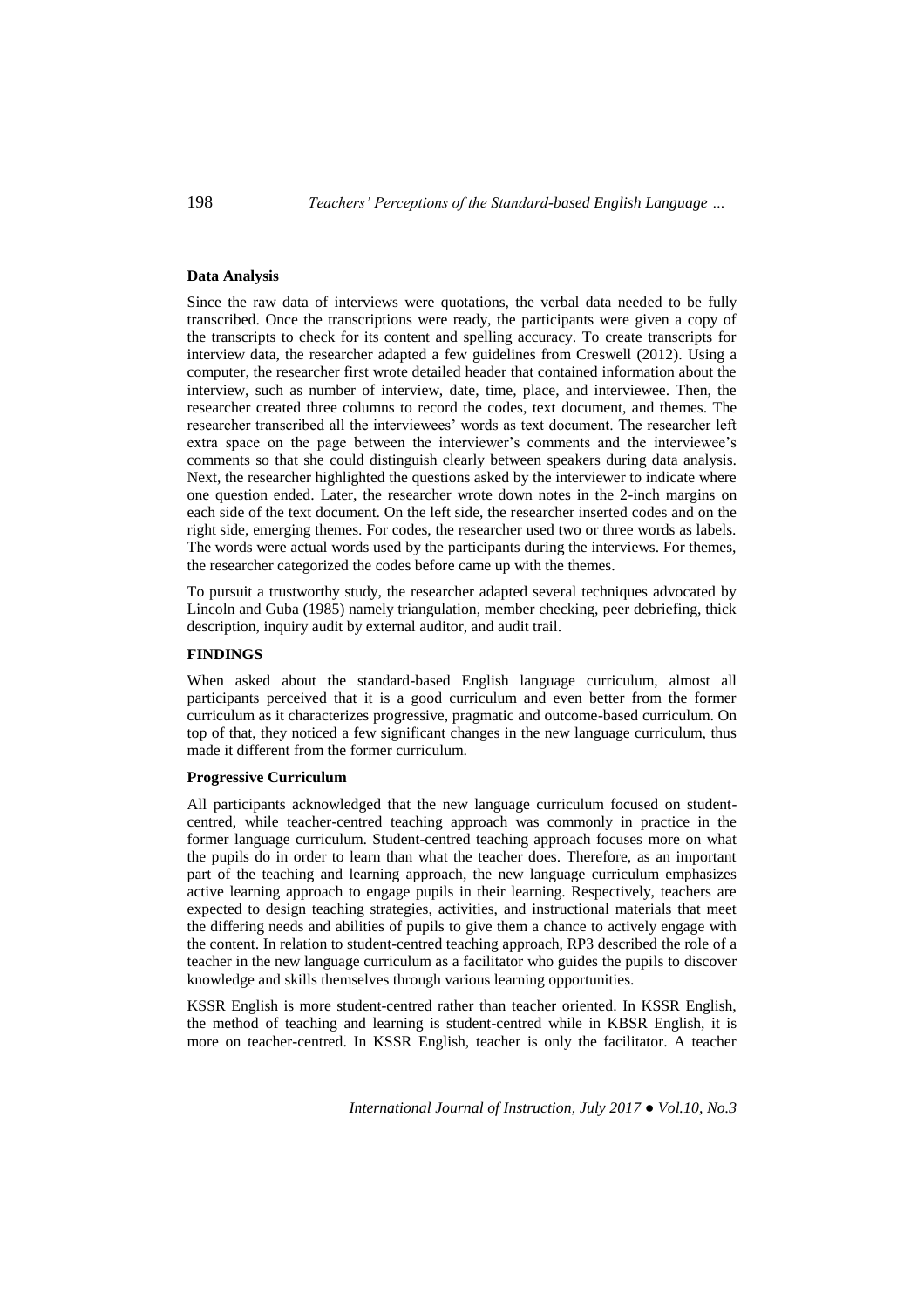**Data Analysis**

Since the raw data of interviews were quotations, the verbal data needed to be fully transcribed. Once the transcriptions were ready, the participants were given a copy of the transcripts to check for its content and spelling accuracy. To create transcripts for interview data, the researcher adapted a few guidelines from Creswell (2012). Using a computer, the researcher first wrote detailed header that contained information about the interview, such as number of interview, date, time, place, and interviewee. Then, the researcher created three columns to record the codes, text document, and themes. The researcher transcribed all the interviewees' words as text document. The researcher left extra space on the page between the interviewer's comments and the interviewee's comments so that she could distinguish clearly between speakers during data analysis. Next, the researcher highlighted the questions asked by the interviewer to indicate where one question ended. Later, the researcher wrote down notes in the 2-inch margins on each side of the text document. On the left side, the researcher inserted codes and on the right side, emerging themes. For codes, the researcher used two or three words as labels. The words were actual words used by the participants during the interviews. For themes, the researcher categorized the codes before came up with the themes.

To pursuit a trustworthy study, the researcher adapted several techniques advocated by Lincoln and Guba (1985) namely triangulation, member checking, peer debriefing, thick description, inquiry audit by external auditor, and audit trail.

**FINDINGS**

When asked about the standard-based English language curriculum, almost all participants perceived that it is a good curriculum and even better from the former curriculum as it characterizes progressive, pragmatic and outcome-based curriculum. On top of that, they noticed a few significant changes in the new language curriculum, thus made it different from the former curriculum.

**Progressive Curriculum**

All participants acknowledged that the new language curriculum focused on student-centred, while teacher-centred teaching approach was commonly in practice in the former language curriculum. Student-centred teaching approach focuses more on what the pupils do in order to learn than what the teacher does. Therefore, as an important part of the teaching and learning approach, the new language curriculum emphasizes active learning approach to engage pupils in their learning. Respectively, teachers are expected to design teaching strategies, activities, and instructional materials that meet the differing needs and abilities of pupils to give them a chance to actively engage with the content. In relation to student-centred teaching approach, RP3 described the role of a teacher in the new language curriculum as a facilitator who guides the pupils to discover knowledge and skills themselves through various learning opportunities.

KSSR English is more student-centred rather than teacher oriented. In KSSR English, the method of teaching and learning is student-centred while in KBSR English, it is more on teacher-centred. In KSSR English, teacher is only the facilitator. A teacher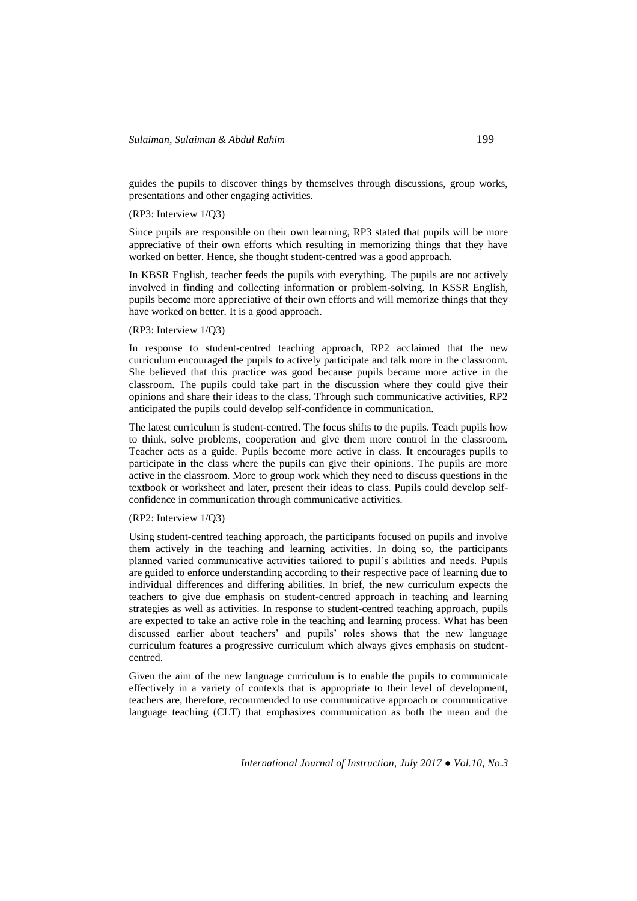guides the pupils to discover things by themselves through discussions, group works, presentations and other engaging activities.

(RP3: Interview 1/Q3)

Since pupils are responsible on their own learning, RP3 stated that pupils will be more appreciative of their own efforts which resulting in memorizing things that they have worked on better. Hence, she thought student-centred was a good approach.

In KBSR English, teacher feeds the pupils with everything. The pupils are not actively involved in finding and collecting information or problem-solving. In KSSR English, pupils become more appreciative of their own efforts and will memorize things that they have worked on better. It is a good approach.

(RP3: Interview 1/Q3)

In response to student-centred teaching approach, RP2 acclaimed that the new curriculum encouraged the pupils to actively participate and talk more in the classroom. She believed that this practice was good because pupils became more active in the classroom. The pupils could take part in the discussion where they could give their opinions and share their ideas to the class. Through such communicative activities, RP2 anticipated the pupils could develop self-confidence in communication.

The latest curriculum is student-centred. The focus shifts to the pupils. Teach pupils how to think, solve problems, cooperation and give them more control in the classroom. Teacher acts as a guide. Pupils become more active in class. It encourages pupils to participate in the class where the pupils can give their opinions. The pupils are more active in the classroom. More to group work which they need to discuss questions in the textbook or worksheet and later, present their ideas to class. Pupils could develop self-confidence in communication through communicative activities.

(RP2: Interview 1/Q3)

Using student-centred teaching approach, the participants focused on pupils and involve them actively in the teaching and learning activities. In doing so, the participants planned varied communicative activities tailored to pupil's abilities and needs. Pupils are guided to enforce understanding according to their respective pace of learning due to individual differences and differing abilities. In brief, the new curriculum expects the teachers to give due emphasis on student-centred approach in teaching and learning strategies as well as activities. In response to student-centred teaching approach, pupils are expected to take an active role in the teaching and learning process. What has been discussed earlier about teachers' and pupils' roles shows that the new language curriculum features a progressive curriculum which always gives emphasis on student-centred.

Given the aim of the new language curriculum is to enable the pupils to communicate effectively in a variety of contexts that is appropriate to their level of development, teachers are, therefore, recommended to use communicative approach or communicative language teaching (CLT) that emphasizes communication as both the mean and the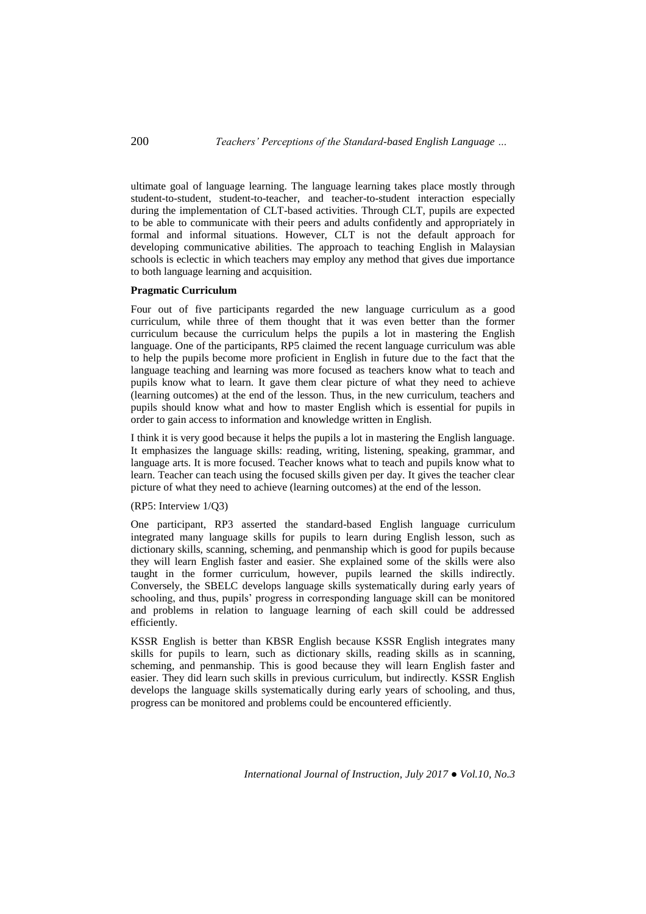ultimate goal of language learning. The language learning takes place mostly through student-to-student, student-to-teacher, and teacher-to-student interaction especially during the implementation of CLT-based activities. Through CLT, pupils are expected to be able to communicate with their peers and adults confidently and appropriately in formal and informal situations. However, CLT is not the default approach for developing communicative abilities. The approach to teaching English in Malaysian schools is eclectic in which teachers may employ any method that gives due importance to both language learning and acquisition.

**Pragmatic Curriculum**

Four out of five participants regarded the new language curriculum as a good curriculum, while three of them thought that it was even better than the former curriculum because the curriculum helps the pupils a lot in mastering the English language. One of the participants, RP5 claimed the recent language curriculum was able to help the pupils become more proficient in English in future due to the fact that the language teaching and learning was more focused as teachers know what to teach and pupils know what to learn. It gave them clear picture of what they need to achieve (learning outcomes) at the end of the lesson. Thus, in the new curriculum, teachers and pupils should know what and how to master English which is essential for pupils in order to gain access to information and knowledge written in English.

I think it is very good because it helps the pupils a lot in mastering the English language. It emphasizes the language skills: reading, writing, listening, speaking, grammar, and language arts. It is more focused. Teacher knows what to teach and pupils know what to learn. Teacher can teach using the focused skills given per day. It gives the teacher clear picture of what they need to achieve (learning outcomes) at the end of the lesson.

(RP5: Interview 1/Q3)

One participant, RP3 asserted the standard-based English language curriculum integrated many language skills for pupils to learn during English lesson, such as dictionary skills, scanning, scheming, and penmanship which is good for pupils because they will learn English faster and easier. She explained some of the skills were also taught in the former curriculum, however, pupils learned the skills indirectly. Conversely, the SBELC develops language skills systematically during early years of schooling, and thus, pupils' progress in corresponding language skill can be monitored and problems in relation to language learning of each skill could be addressed efficiently.

KSSR English is better than KBSR English because KSSR English integrates many skills for pupils to learn, such as dictionary skills, reading skills as in scanning, scheming, and penmanship. This is good because they will learn English faster and easier. They did learn such skills in previous curriculum, but indirectly. KSSR English develops the language skills systematically during early years of schooling, and thus, progress can be monitored and problems could be encountered efficiently.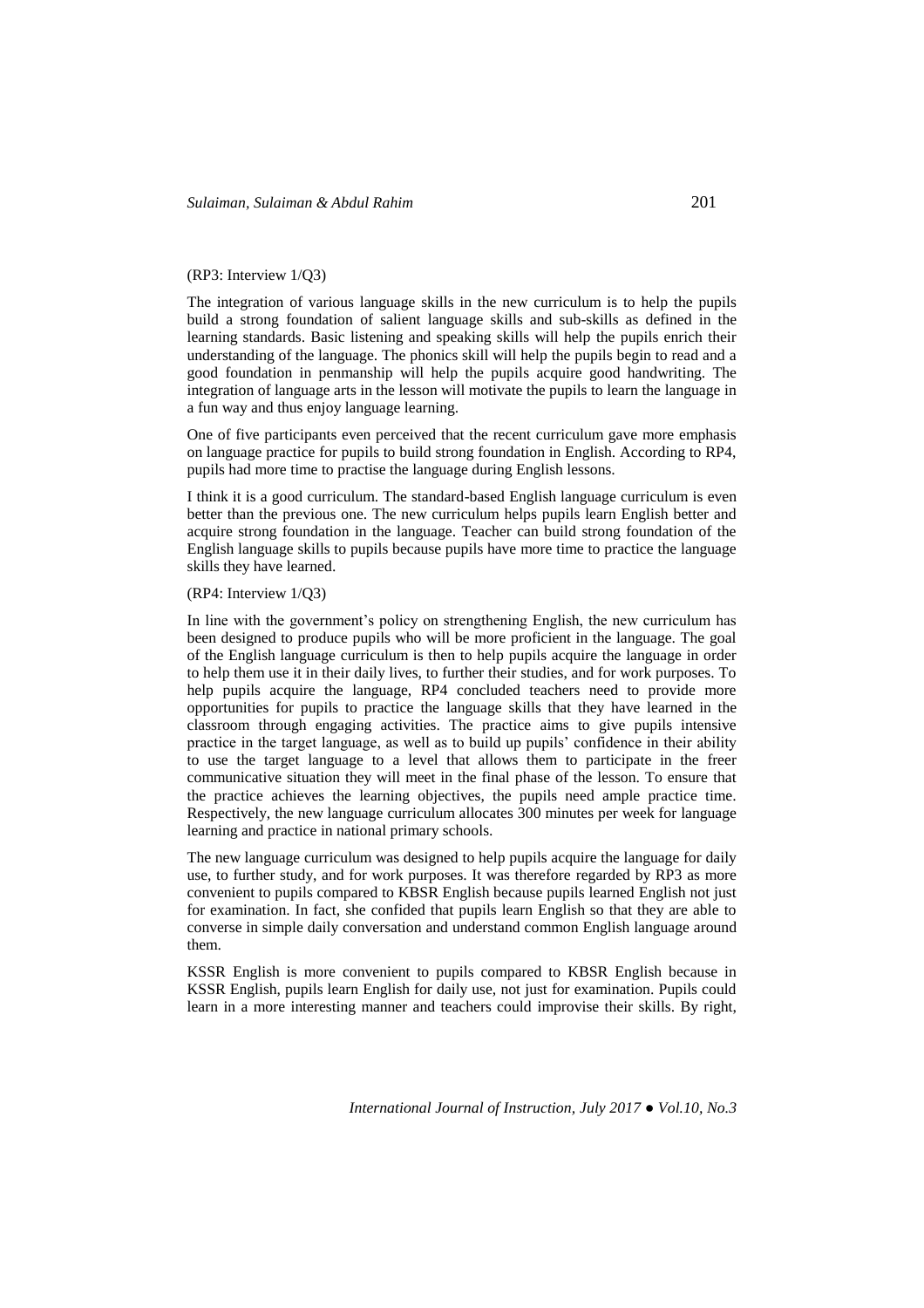(RP3: Interview 1/Q3)

The integration of various language skills in the new curriculum is to help the pupils build a strong foundation of salient language skills and sub-skills as defined in the learning standards. Basic listening and speaking skills will help the pupils enrich their understanding of the language. The phonics skill will help the pupils begin to read and a good foundation in penmanship will help the pupils acquire good handwriting. The integration of language arts in the lesson will motivate the pupils to learn the language in a fun way and thus enjoy language learning.

One of five participants even perceived that the recent curriculum gave more emphasis on language practice for pupils to build strong foundation in English. According to RP4, pupils had more time to practise the language during English lessons.

I think it is a good curriculum. The standard-based English language curriculum is even better than the previous one. The new curriculum helps pupils learn English better and acquire strong foundation in the language. Teacher can build strong foundation of the English language skills to pupils because pupils have more time to practice the language skills they have learned.

(RP4: Interview 1/Q3)

In line with the government's policy on strengthening English, the new curriculum has been designed to produce pupils who will be more proficient in the language. The goal of the English language curriculum is then to help pupils acquire the language in order to help them use it in their daily lives, to further their studies, and for work purposes. To help pupils acquire the language, RP4 concluded teachers need to provide more opportunities for pupils to practice the language skills that they have learned in the classroom through engaging activities. The practice aims to give pupils intensive practice in the target language, as well as to build up pupils' confidence in their ability to use the target language to a level that allows them to participate in the freer communicative situation they will meet in the final phase of the lesson. To ensure that the practice achieves the learning objectives, the pupils need ample practice time. Respectively, the new language curriculum allocates 300 minutes per week for language learning and practice in national primary schools.

The new language curriculum was designed to help pupils acquire the language for daily use, to further study, and for work purposes. It was therefore regarded by RP3 as more convenient to pupils compared to KBSR English because pupils learned English not just for examination. In fact, she confided that pupils learn English so that they are able to converse in simple daily conversation and understand common English language around them.

KSSR English is more convenient to pupils compared to KBSR English because in KSSR English, pupils learn English for daily use, not just for examination. Pupils could learn in a more interesting manner and teachers could improvise their skills. By right,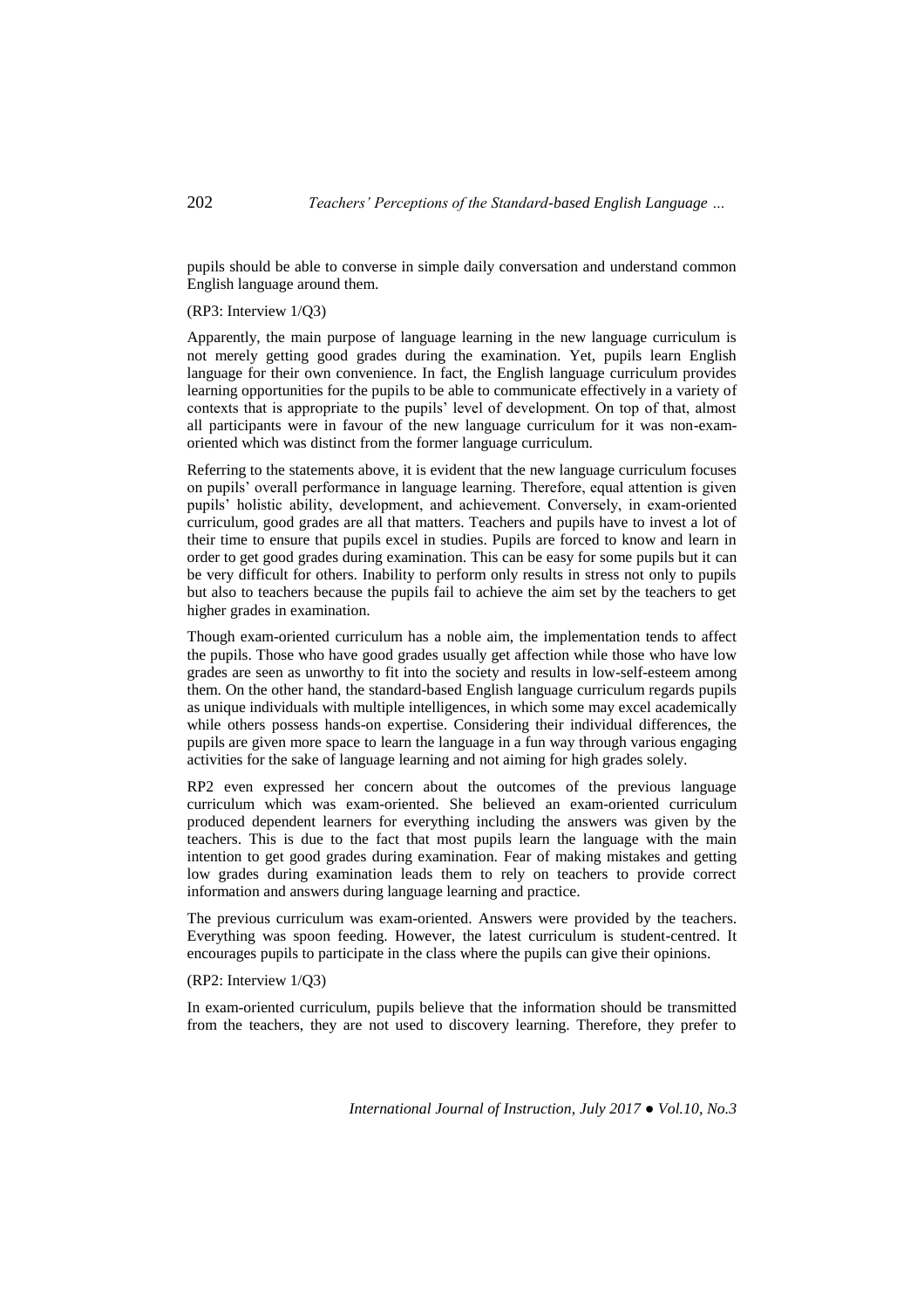pupils should be able to converse in simple daily conversation and understand common English language around them.

(RP3: Interview 1/Q3)

Apparently, the main purpose of language learning in the new language curriculum is not merely getting good grades during the examination. Yet, pupils learn English language for their own convenience. In fact, the English language curriculum provides learning opportunities for the pupils to be able to communicate effectively in a variety of contexts that is appropriate to the pupils' level of development. On top of that, almost all participants were in favour of the new language curriculum for it was non-exam-oriented which was distinct from the former language curriculum.

Referring to the statements above, it is evident that the new language curriculum focuses on pupils' overall performance in language learning. Therefore, equal attention is given pupils' holistic ability, development, and achievement. Conversely, in exam-oriented curriculum, good grades are all that matters. Teachers and pupils have to invest a lot of their time to ensure that pupils excel in studies. Pupils are forced to know and learn in order to get good grades during examination. This can be easy for some pupils but it can be very difficult for others. Inability to perform only results in stress not only to pupils but also to teachers because the pupils fail to achieve the aim set by the teachers to get higher grades in examination.

Though exam-oriented curriculum has a noble aim, the implementation tends to affect the pupils. Those who have good grades usually get affection while those who have low grades are seen as unworthy to fit into the society and results in low-self-esteem among them. On the other hand, the standard-based English language curriculum regards pupils as unique individuals with multiple intelligences, in which some may excel academically while others possess hands-on expertise. Considering their individual differences, the pupils are given more space to learn the language in a fun way through various engaging activities for the sake of language learning and not aiming for high grades solely.

RP2 even expressed her concern about the outcomes of the previous language curriculum which was exam-oriented. She believed an exam-oriented curriculum produced dependent learners for everything including the answers was given by the teachers. This is due to the fact that most pupils learn the language with the main intention to get good grades during examination. Fear of making mistakes and getting low grades during examination leads them to rely on teachers to provide correct information and answers during language learning and practice.

The previous curriculum was exam-oriented. Answers were provided by the teachers. Everything was spoon feeding. However, the latest curriculum is student-centred. It encourages pupils to participate in the class where the pupils can give their opinions.

(RP2: Interview 1/Q3)

In exam-oriented curriculum, pupils believe that the information should be transmitted from the teachers, they are not used to discovery learning. Therefore, they prefer to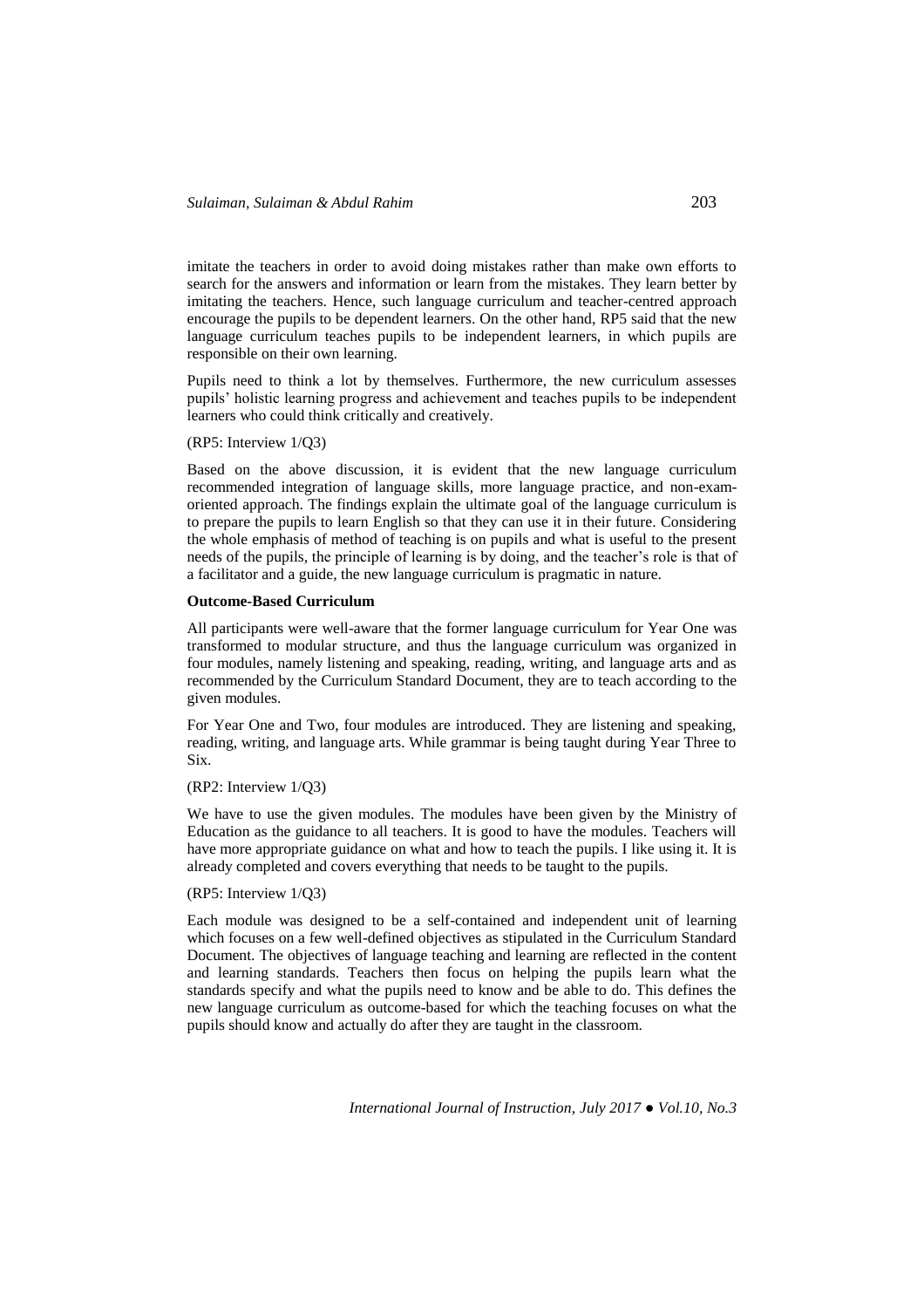imitate the teachers in order to avoid doing mistakes rather than make own efforts to search for the answers and information or learn from the mistakes. They learn better by imitating the teachers. Hence, such language curriculum and teacher-centred approach encourage the pupils to be dependent learners. On the other hand, RP5 said that the new language curriculum teaches pupils to be independent learners, in which pupils are responsible on their own learning.

Pupils need to think a lot by themselves. Furthermore, the new curriculum assesses pupils' holistic learning progress and achievement and teaches pupils to be independent learners who could think critically and creatively.

(RP5: Interview 1/Q3)

Based on the above discussion, it is evident that the new language curriculum recommended integration of language skills, more language practice, and non-exam-oriented approach. The findings explain the ultimate goal of the language curriculum is to prepare the pupils to learn English so that they can use it in their future. Considering the whole emphasis of method of teaching is on pupils and what is useful to the present needs of the pupils, the principle of learning is by doing, and the teacher's role is that of a facilitator and a guide, the new language curriculum is pragmatic in nature.

**Outcome-Based Curriculum**

All participants were well-aware that the former language curriculum for Year One was transformed to modular structure, and thus the language curriculum was organized in four modules, namely listening and speaking, reading, writing, and language arts and as recommended by the Curriculum Standard Document, they are to teach according to the given modules.

For Year One and Two, four modules are introduced. They are listening and speaking, reading, writing, and language arts. While grammar is being taught during Year Three to Six.

(RP2: Interview 1/Q3)

We have to use the given modules. The modules have been given by the Ministry of Education as the guidance to all teachers. It is good to have the modules. Teachers will have more appropriate guidance on what and how to teach the pupils. I like using it. It is already completed and covers everything that needs to be taught to the pupils.

(RP5: Interview 1/Q3)

Each module was designed to be a self-contained and independent unit of learning which focuses on a few well-defined objectives as stipulated in the Curriculum Standard Document. The objectives of language teaching and learning are reflected in the content and learning standards. Teachers then focus on helping the pupils learn what the standards specify and what the pupils need to know and be able to do. This defines the new language curriculum as outcome-based for which the teaching focuses on what the pupils should know and actually do after they are taught in the classroom.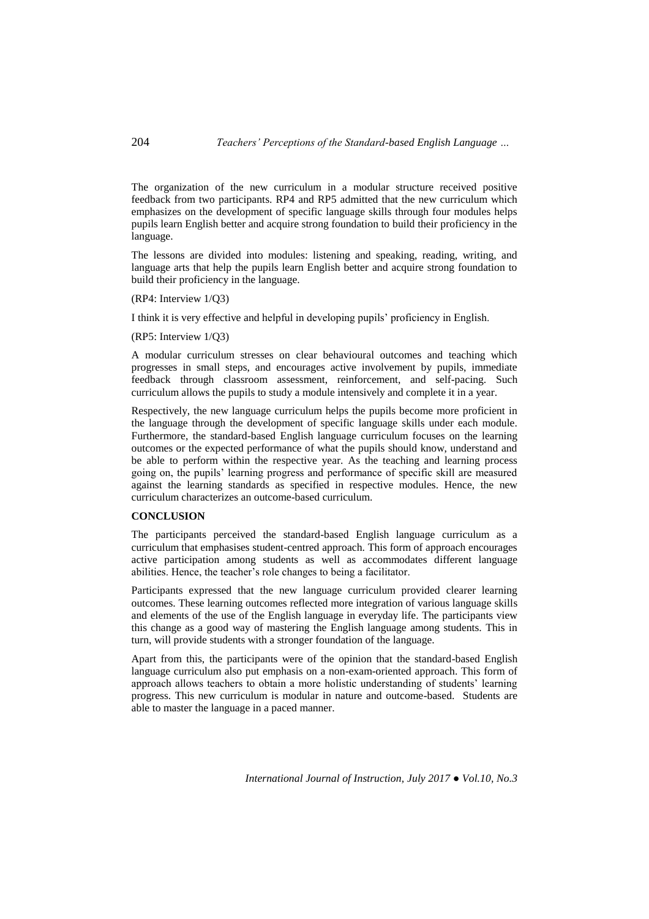The organization of the new curriculum in a modular structure received positive feedback from two participants. RP4 and RP5 admitted that the new curriculum which emphasizes on the development of specific language skills through four modules helps pupils learn English better and acquire strong foundation to build their proficiency in the language.

The lessons are divided into modules: listening and speaking, reading, writing, and language arts that help the pupils learn English better and acquire strong foundation to build their proficiency in the language.

(RP4: Interview 1/Q3)

I think it is very effective and helpful in developing pupils' proficiency in English.

(RP5: Interview 1/Q3)

A modular curriculum stresses on clear behavioural outcomes and teaching which progresses in small steps, and encourages active involvement by pupils, immediate feedback through classroom assessment, reinforcement, and self-pacing. Such curriculum allows the pupils to study a module intensively and complete it in a year.

Respectively, the new language curriculum helps the pupils become more proficient in the language through the development of specific language skills under each module. Furthermore, the standard-based English language curriculum focuses on the learning outcomes or the expected performance of what the pupils should know, understand and be able to perform within the respective year. As the teaching and learning process going on, the pupils' learning progress and performance of specific skill are measured against the learning standards as specified in respective modules. Hence, the new curriculum characterizes an outcome-based curriculum.

## CONCLUSION

The participants perceived the standard-based English language curriculum as a curriculum that emphasises student-centred approach. This form of approach encourages active participation among students as well as accommodates different language abilities. Hence, the teacher's role changes to being a facilitator.

Participants expressed that the new language curriculum provided clearer learning outcomes. These learning outcomes reflected more integration of various language skills and elements of the use of the English language in everyday life. The participants view this change as a good way of mastering the English language among students. This in turn, will provide students with a stronger foundation of the language.

Apart from this, the participants were of the opinion that the standard-based English language curriculum also put emphasis on a non-exam-oriented approach. This form of approach allows teachers to obtain a more holistic understanding of students' learning progress. This new curriculum is modular in nature and outcome-based. Students are able to master the language in a paced manner.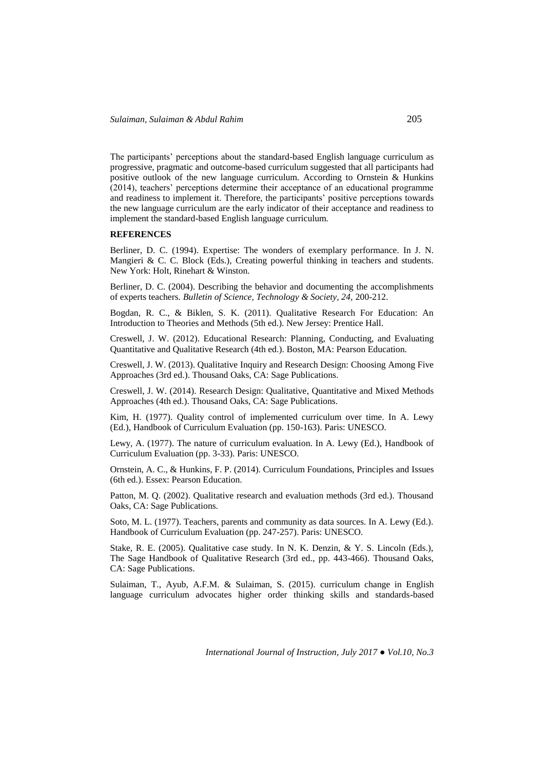The participants' perceptions about the standard-based English language curriculum as progressive, pragmatic and outcome-based curriculum suggested that all participants had positive outlook of the new language curriculum. According to Ornstein & Hunkins (2014), teachers' perceptions determine their acceptance of an educational programme and readiness to implement it. Therefore, the participants' positive perceptions towards the new language curriculum are the early indicator of their acceptance and readiness to implement the standard-based English language curriculum.

## REFERENCES

Berliner, D. C. (1994). Expertise: The wonders of exemplary performance. In J. N. Mangieri & C. C. Block (Eds.), Creating powerful thinking in teachers and students. New York: Holt, Rinehart & Winston.

Berliner, D. C. (2004). Describing the behavior and documenting the accomplishments of experts teachers. *Bulletin of Science, Technology & Society, 24*, 200-212.

Bogdan, R. C., & Biklen, S. K. (2011). Qualitative Research For Education: An Introduction to Theories and Methods (5th ed.). New Jersey: Prentice Hall.

Creswell, J. W. (2012). Educational Research: Planning, Conducting, and Evaluating Quantitative and Qualitative Research (4th ed.). Boston, MA: Pearson Education.

Creswell, J. W. (2013). Qualitative Inquiry and Research Design: Choosing Among Five Approaches (3rd ed.). Thousand Oaks, CA: Sage Publications.

Creswell, J. W. (2014). Research Design: Qualitative, Quantitative and Mixed Methods Approaches (4th ed.). Thousand Oaks, CA: Sage Publications.

Kim, H. (1977). Quality control of implemented curriculum over time. In A. Lewy (Ed.), Handbook of Curriculum Evaluation (pp. 150-163). Paris: UNESCO.

Lewy, A. (1977). The nature of curriculum evaluation. In A. Lewy (Ed.), Handbook of Curriculum Evaluation (pp. 3-33). Paris: UNESCO.

Ornstein, A. C., & Hunkins, F. P. (2014). Curriculum Foundations, Principles and Issues (6th ed.). Essex: Pearson Education.

Patton, M. Q. (2002). Qualitative research and evaluation methods (3rd ed.). Thousand Oaks, CA: Sage Publications.

Soto, M. L. (1977). Teachers, parents and community as data sources. In A. Lewy (Ed.). Handbook of Curriculum Evaluation (pp. 247-257). Paris: UNESCO.

Stake, R. E. (2005). Qualitative case study. In N. K. Denzin, & Y. S. Lincoln (Eds.), The Sage Handbook of Qualitative Research (3rd ed., pp. 443-466). Thousand Oaks, CA: Sage Publications.

Sulaiman, T., Ayub, A.F.M. & Sulaiman, S. (2015). curriculum change in English language curriculum advocates higher order thinking skills and standards-based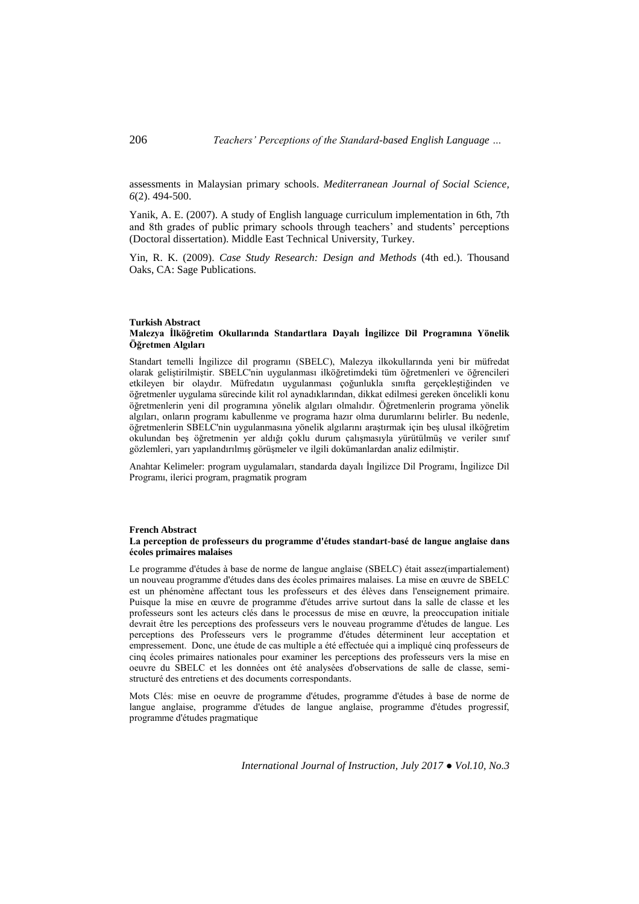assessments in Malaysian primary schools. *Mediterranean Journal of Social Science, 6*(2). 494-500.

Yanik, A. E. (2007). A study of English language curriculum implementation in 6th, 7th and 8th grades of public primary schools through teachers' and students' perceptions (Doctoral dissertation). Middle East Technical University, Turkey.

Yin, R. K. (2009). *Case Study Research: Design and Methods* (4th ed.). Thousand Oaks, CA: Sage Publications.

**Turkish Abstract**

**Malezya İlköğretim Okullarında Standartlara Dayalı İngilizce Dil Programına Yönelik Öğretmen Algıları**

Standart temelli İngilizce dil programıı (SBELC), Malezya ilkokullarında yeni bir müfredat olarak geliştirilmiştir. SBELC'nin uygulanması ilköğretimdeki tüm öğretmenleri ve öğrencileri etkileyen bir olaydır. Müfredatın uygulanması çoğunlukla sınıfta gerçekleştiğinden ve öğretmenler uygulama sürecinde kilit rol aynadıklarından, dikkat edilmesi gereken öncelikli konu öğretmenlerin yeni dil programına yönelik algıları olmalıdır. Öğretmenlerin programa yönelik algıları, onların programı kabullenme ve programa hazır olma durumlarını belirler. Bu nedenle, öğretmenlerin SBELC'nin uygulanmasına yönelik algılarını araştırmak için beş ulusal ilköğretim okulundan beş öğretmenin yer aldığı çoklu durum çalışmasıyla yürütülmüş ve veriler sınıf gözlemleri, yarı yapılandırılmış görüşmeler ve ilgili dokümanlardan analiz edilmiştir.

Anahtar Kelimeler: program uygulamaları, standarda dayalı İngilizce Dil Programı, İngilizce Dil Programı, ilerici program, pragmatik program

**French Abstract**

**La perception de professeurs du programme d'études standart-basé de langue anglaise dans écoles primaires malaises**

Le programme d'études à base de norme de langue anglaise (SBELC) était assez(impartialement) un nouveau programme d'études dans des écoles primaires malaises. La mise en œuvre de SBELC est un phénomène affectant tous les professeurs et des élèves dans l'enseignement primaire. Puisque la mise en œuvre de programme d'études arrive surtout dans la salle de classe et les professeurs sont les acteurs clés dans le processus de mise en œuvre, la preoccupation initiale devrait être les perceptions des professeurs vers le nouveau programme d'études de langue. Les perceptions des Professeurs vers le programme d'études déterminent leur acceptation et empressement. Donc, une étude de cas multiple a été effectuée qui a impliqué cinq professeurs de cinq écoles primaires nationales pour examiner les perceptions des professeurs vers la mise en oeuvre du SBELC et les données ont été analysées d'observations de salle de classe, semi-structuré des entretiens et des documents correspondants.

Mots Clés: mise en oeuvre de programme d'études, programme d'études à base de norme de langue anglaise, programme d'études de langue anglaise, programme d'études progressif, programme d'études pragmatique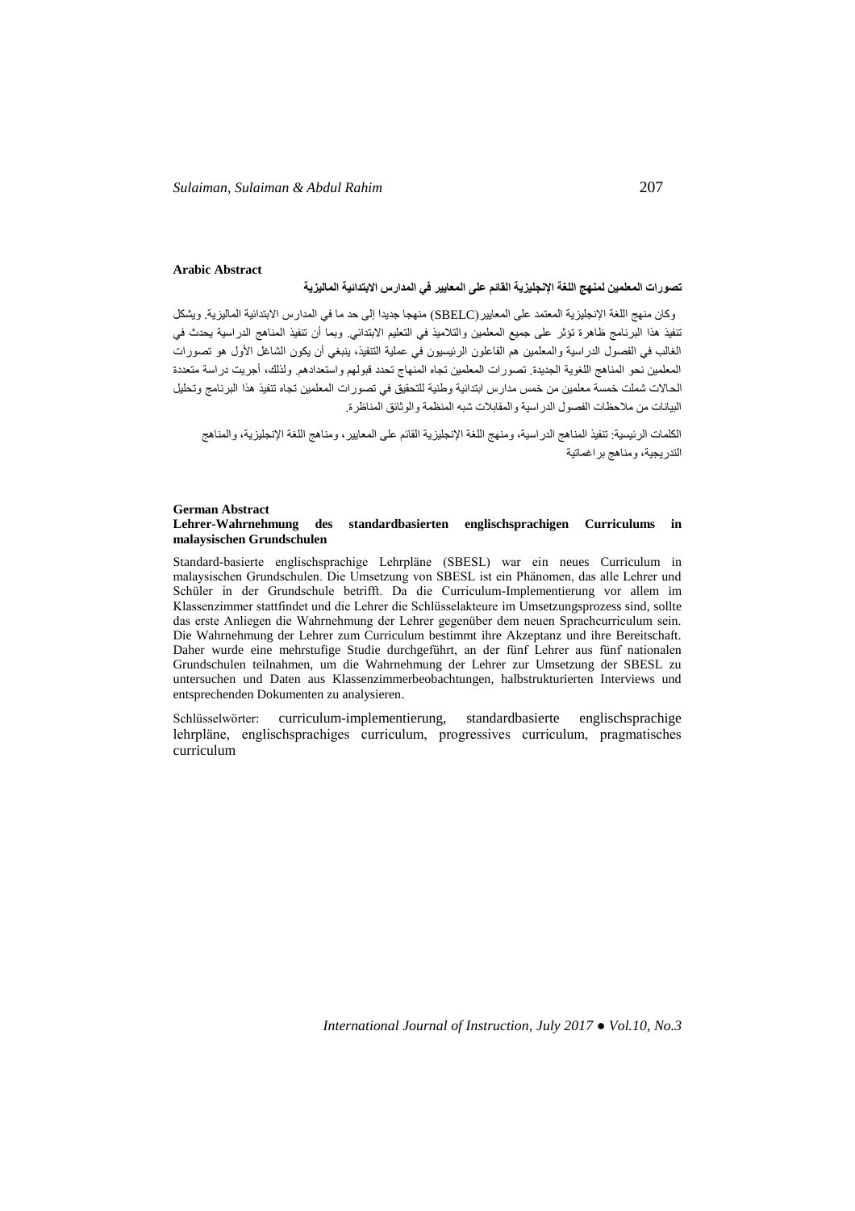**Arabic Abstract**

**تصورات المعلمين لمنهج اللغة الإنجليزية القائم على المعايير في المدارس الابتدائية الماليزية**

وكان منهج اللغة الإنجليزية المعتمد على المعايير(SBELC) منهجا جديدا إلى حد ما في المدارس الابتدائية الماليزية. ويشكل تنفيذ هذا البرنامج ظاهرة تؤثر على جميع المعلمين والتلاميذ في التعليم الابتدائي. وبما أن تنفيذ المناهج الدراسية يحدث في الغالب في الفصول الدراسية والمعلمين هم الفاعلون الرئيسيون في عملية التنفيذ، ينبغي أن يكون الشاغل الأول هو تصورات المعلمين نحو المناهج اللغوية الجديدة. تصورات المعلمين تجاه المنهاج تحدد قبولهم واستعدادهم. ولذلك، أجريت دراسة متعددة الحالات شملت خمسة معلمين من خمس مدارس ابتدائية وطنية للتحقيق في تصورات المعلمين تجاه تنفيذ هذا البرنامج وتحليل البيانات من ملاحظات الفصول الدراسية والمقابلات شبه المنظمة والوثائق المناظرة.

الكلمات الرئيسية: تنفيذ المناهج الدراسية، ومنهج اللغة الإنجليزية القائم على المعايير، ومناهج اللغة الإنجليزية، والمناهج التدريجية، ومناهج براغماتية

**German Abstract**

**Lehrer-Wahrnehmung des standardbasierten englischsprachigen Curriculums in malaysischen Grundschulen**

Standard-basierte englischsprachige Lehrpläne (SBESL) war ein neues Curriculum in malaysischen Grundschulen. Die Umsetzung von SBESL ist ein Phänomen, das alle Lehrer und Schüler in der Grundschule betrifft. Da die Curriculum-Implementierung vor allem im Klassenzimmer stattfindet und die Lehrer die Schlüsselakteure im Umsetzungsprozess sind, sollte das erste Anliegen die Wahrnehmung der Lehrer gegenüber dem neuen Sprachcurriculum sein. Die Wahrnehmung der Lehrer zum Curriculum bestimmt ihre Akzeptanz und ihre Bereitschaft. Daher wurde eine mehrstufige Studie durchgeführt, an der fünf Lehrer aus fünf nationalen Grundschulen teilnahmen, um die Wahrnehmung der Lehrer zur Umsetzung der SBESL zu untersuchen und Daten aus Klassenzimmerbeobachtungen, halbstrukturierten Interviews und entsprechenden Dokumenten zu analysieren.

Schlüsselwörter: curriculum-implementierung, standardbasierte englischsprachige lehrpläne, englischsprachiges curriculum, progressives curriculum, pragmatisches curriculum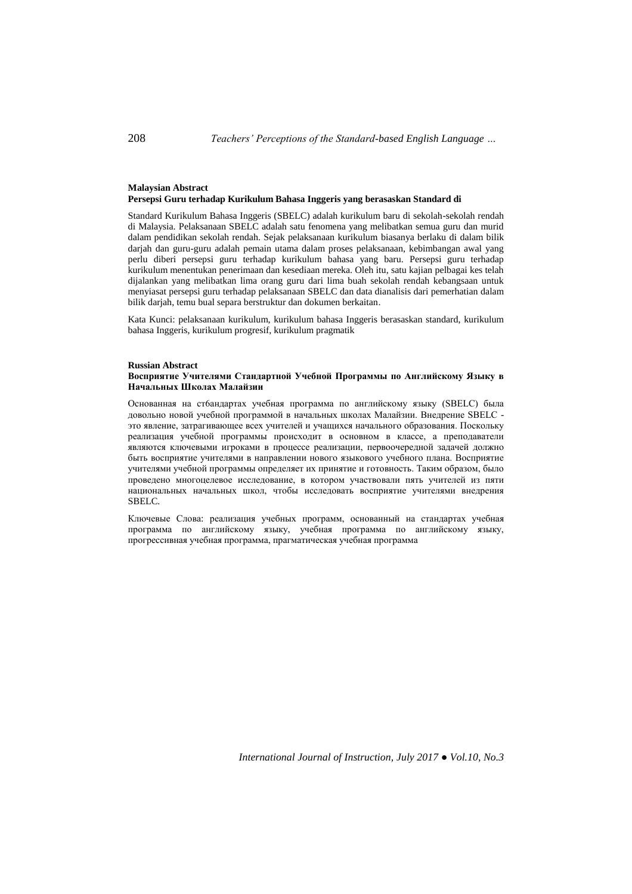**Malaysian Abstract**

**Persepsi Guru terhadap Kurikulum Bahasa Inggeris yang berasaskan Standard di**

Standard Kurikulum Bahasa Inggeris (SBELC) adalah kurikulum baru di sekolah-sekolah rendah di Malaysia. Pelaksanaan SBELC adalah satu fenomena yang melibatkan semua guru dan murid dalam pendidikan sekolah rendah. Sejak pelaksanaan kurikulum biasanya berlaku di dalam bilik darjah dan guru-guru adalah pemain utama dalam proses pelaksanaan, kebimbangan awal yang perlu diberi persepsi guru terhadap kurikulum bahasa yang baru. Persepsi guru terhadap kurikulum menentukan penerimaan dan kesediaan mereka. Oleh itu, satu kajian pelbagai kes telah dijalankan yang melibatkan lima orang guru dari lima buah sekolah rendah kebangsaan untuk menyiasat persepsi guru terhadap pelaksanaan SBELC dan data dianalisis dari pemerhatian dalam bilik darjah, temu bual separa berstruktur dan dokumen berkaitan.

Kata Kunci: pelaksanaan kurikulum, kurikulum bahasa Inggeris berasaskan standard, kurikulum bahasa Inggeris, kurikulum progresif, kurikulum pragmatik

**Russian Abstract**

**Восприятие Учителями Стандартной Учебной Программы по Английскому Языку в Начальных Школах Малайзии**

Основанная на стбандартах учебная программа по английскому языку (SBELC) была довольно новой учебной программой в начальных школах Малайзии. Внедрение SBELC - это явление, затрагивающее всех учителей и учащихся начального образования. Поскольку реализация учебной программы происходит в основном в классе, а преподаватели являются ключевыми игроками в процессе реализации, первоочередной задачей должно быть восприятие учителями в направлении нового языкового учебного плана. Восприятие учителями учебной программы определяет их принятие и готовность. Таким образом, было проведено многоцелевое исследование, в котором участвовали пять учителей из пяти национальных начальных школ, чтобы исследовать восприятие учителями внедрения SBELC.

Ключевые Слова: реализация учебных программ, основанный на стандартах учебная программа по английскому языку, учебная программа по английскому языку, прогрессивная учебная программа, прагматическая учебная программа